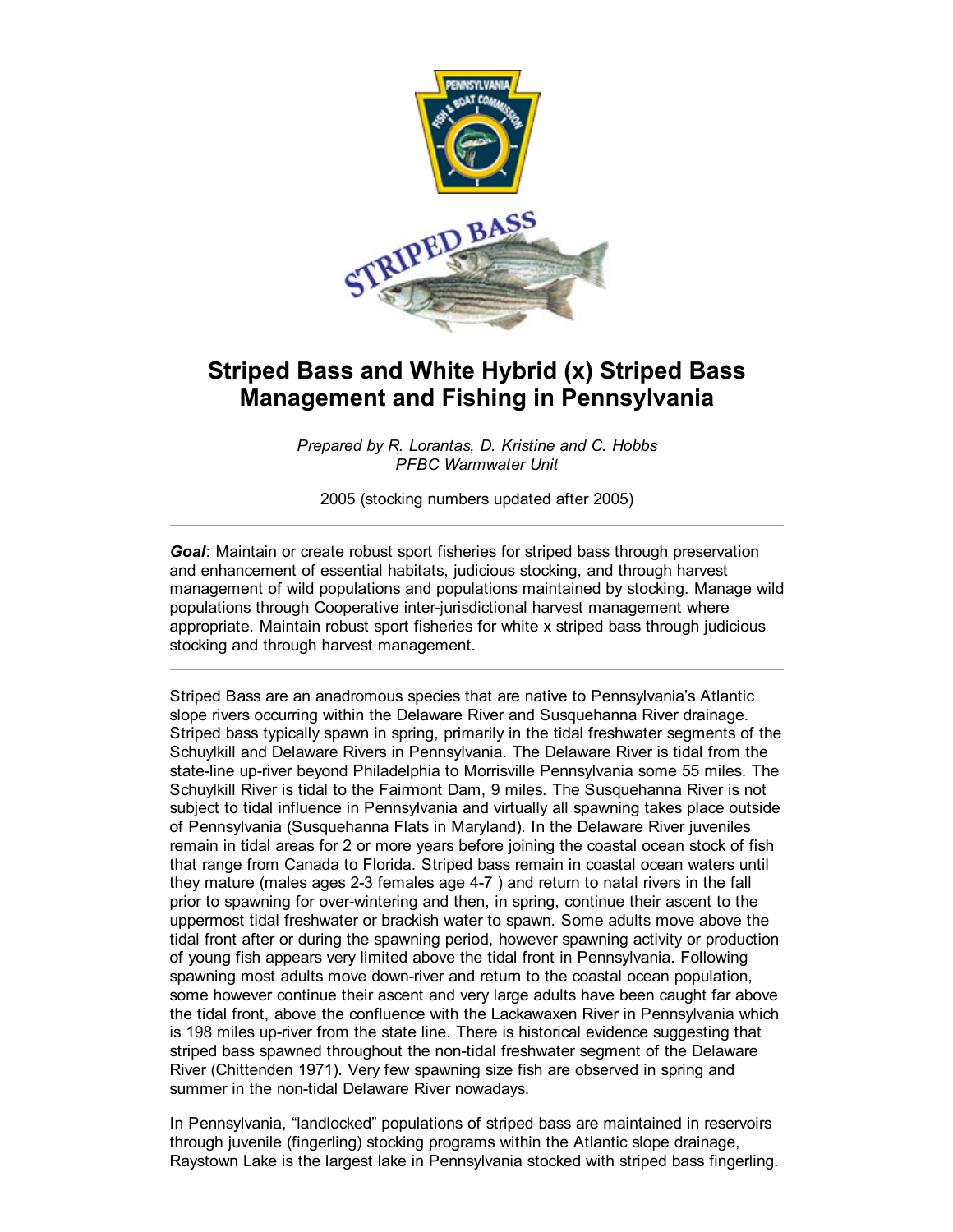# Striped Bass and White Hybrid (x) Striped Bass Management and Fishing in Pennsylvania

*Prepared by R. Lorantas, D. Kristine and C. Hobbs*
*PFBC Warmwater Unit*

2005 (stocking numbers updated after 2005)

---

***Goal***: Maintain or create robust sport fisheries for striped bass through preservation and enhancement of essential habitats, judicious stocking, and through harvest management of wild populations and populations maintained by stocking. Manage wild populations through Cooperative inter-jurisdictional harvest management where appropriate. Maintain robust sport fisheries for white x striped bass through judicious stocking and through harvest management.

---

Striped Bass are an anadromous species that are native to Pennsylvania's Atlantic slope rivers occurring within the Delaware River and Susquehanna River drainage. Striped bass typically spawn in spring, primarily in the tidal freshwater segments of the Schuylkill and Delaware Rivers in Pennsylvania. The Delaware River is tidal from the state-line up-river beyond Philadelphia to Morrisville Pennsylvania some 55 miles. The Schuylkill River is tidal to the Fairmont Dam, 9 miles. The Susquehanna River is not subject to tidal influence in Pennsylvania and virtually all spawning takes place outside of Pennsylvania (Susquehanna Flats in Maryland). In the Delaware River juveniles remain in tidal areas for 2 or more years before joining the coastal ocean stock of fish that range from Canada to Florida. Striped bass remain in coastal ocean waters until they mature (males ages 2-3 females age 4-7 ) and return to natal rivers in the fall prior to spawning for over-wintering and then, in spring, continue their ascent to the uppermost tidal freshwater or brackish water to spawn. Some adults move above the tidal front after or during the spawning period, however spawning activity or production of young fish appears very limited above the tidal front in Pennsylvania. Following spawning most adults move down-river and return to the coastal ocean population, some however continue their ascent and very large adults have been caught far above the tidal front, above the confluence with the Lackawaxen River in Pennsylvania which is 198 miles up-river from the state line. There is historical evidence suggesting that striped bass spawned throughout the non-tidal freshwater segment of the Delaware River (Chittenden 1971). Very few spawning size fish are observed in spring and summer in the non-tidal Delaware River nowadays.

In Pennsylvania, "landlocked" populations of striped bass are maintained in reservoirs through juvenile (fingerling) stocking programs within the Atlantic slope drainage, Raystown Lake is the largest lake in Pennsylvania stocked with striped bass fingerling.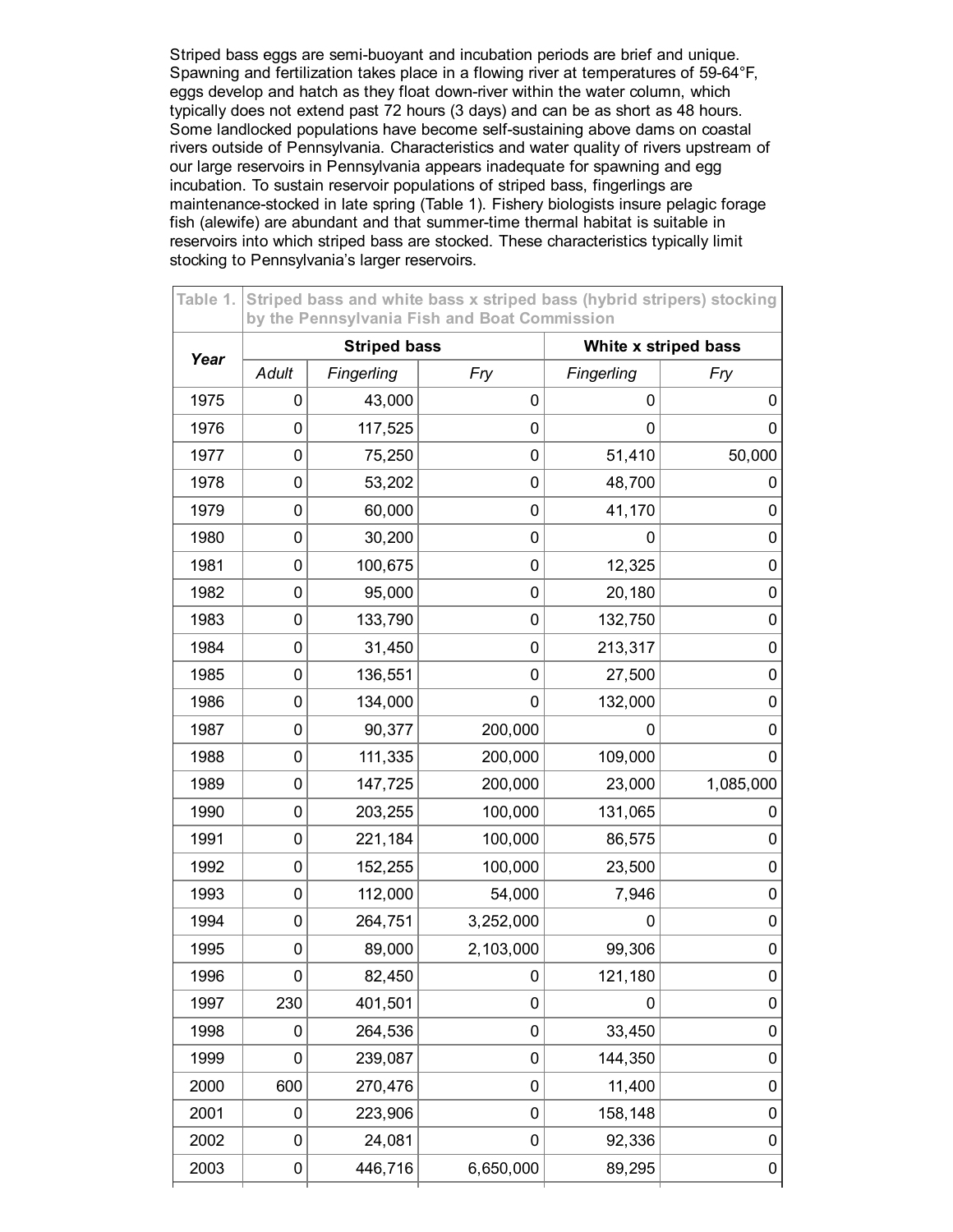Striped bass eggs are semi-buoyant and incubation periods are brief and unique. Spawning and fertilization takes place in a flowing river at temperatures of 59-64°F, eggs develop and hatch as they float down-river within the water column, which typically does not extend past 72 hours (3 days) and can be as short as 48 hours. Some landlocked populations have become self-sustaining above dams on coastal rivers outside of Pennsylvania. Characteristics and water quality of rivers upstream of our large reservoirs in Pennsylvania appears inadequate for spawning and egg incubation. To sustain reservoir populations of striped bass, fingerlings are maintenance-stocked in late spring (Table 1). Fishery biologists insure pelagic forage fish (alewife) are abundant and that summer-time thermal habitat is suitable in reservoirs into which striped bass are stocked. These characteristics typically limit stocking to Pennsylvania's larger reservoirs.

Table 1. Striped bass and white bass x striped bass (hybrid stripers) stocking by the Pennsylvania Fish and Boat Commission

| Year | Striped bass | | | White x striped bass | |
|---|---|---|---|---|---|
| | *Adult* | *Fingerling* | *Fry* | *Fingerling* | *Fry* |
| 1975 | 0 | 43,000 | 0 | 0 | 0 |
| 1976 | 0 | 117,525 | 0 | 0 | 0 |
| 1977 | 0 | 75,250 | 0 | 51,410 | 50,000 |
| 1978 | 0 | 53,202 | 0 | 48,700 | 0 |
| 1979 | 0 | 60,000 | 0 | 41,170 | 0 |
| 1980 | 0 | 30,200 | 0 | 0 | 0 |
| 1981 | 0 | 100,675 | 0 | 12,325 | 0 |
| 1982 | 0 | 95,000 | 0 | 20,180 | 0 |
| 1983 | 0 | 133,790 | 0 | 132,750 | 0 |
| 1984 | 0 | 31,450 | 0 | 213,317 | 0 |
| 1985 | 0 | 136,551 | 0 | 27,500 | 0 |
| 1986 | 0 | 134,000 | 0 | 132,000 | 0 |
| 1987 | 0 | 90,377 | 200,000 | 0 | 0 |
| 1988 | 0 | 111,335 | 200,000 | 109,000 | 0 |
| 1989 | 0 | 147,725 | 200,000 | 23,000 | 1,085,000 |
| 1990 | 0 | 203,255 | 100,000 | 131,065 | 0 |
| 1991 | 0 | 221,184 | 100,000 | 86,575 | 0 |
| 1992 | 0 | 152,255 | 100,000 | 23,500 | 0 |
| 1993 | 0 | 112,000 | 54,000 | 7,946 | 0 |
| 1994 | 0 | 264,751 | 3,252,000 | 0 | 0 |
| 1995 | 0 | 89,000 | 2,103,000 | 99,306 | 0 |
| 1996 | 0 | 82,450 | 0 | 121,180 | 0 |
| 1997 | 230 | 401,501 | 0 | 0 | 0 |
| 1998 | 0 | 264,536 | 0 | 33,450 | 0 |
| 1999 | 0 | 239,087 | 0 | 144,350 | 0 |
| 2000 | 600 | 270,476 | 0 | 11,400 | 0 |
| 2001 | 0 | 223,906 | 0 | 158,148 | 0 |
| 2002 | 0 | 24,081 | 0 | 92,336 | 0 |
| 2003 | 0 | 446,716 | 6,650,000 | 89,295 | 0 |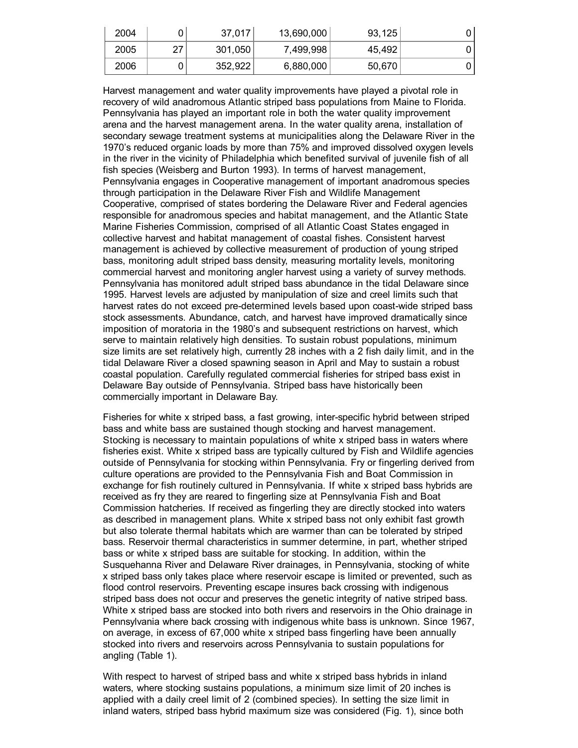| 2004 | 0 | 37,017 | 13,690,000 | 93,125 | 0 |
|---|---|---|---|---|---|
| 2005 | 27 | 301,050 | 7,499,998 | 45,492 | 0 |
| 2006 | 0 | 352,922 | 6,880,000 | 50,670 | 0 |

Harvest management and water quality improvements have played a pivotal role in recovery of wild anadromous Atlantic striped bass populations from Maine to Florida. Pennsylvania has played an important role in both the water quality improvement arena and the harvest management arena. In the water quality arena, installation of secondary sewage treatment systems at municipalities along the Delaware River in the 1970's reduced organic loads by more than 75% and improved dissolved oxygen levels in the river in the vicinity of Philadelphia which benefited survival of juvenile fish of all fish species (Weisberg and Burton 1993). In terms of harvest management, Pennsylvania engages in Cooperative management of important anadromous species through participation in the Delaware River Fish and Wildlife Management Cooperative, comprised of states bordering the Delaware River and Federal agencies responsible for anadromous species and habitat management, and the Atlantic State Marine Fisheries Commission, comprised of all Atlantic Coast States engaged in collective harvest and habitat management of coastal fishes. Consistent harvest management is achieved by collective measurement of production of young striped bass, monitoring adult striped bass density, measuring mortality levels, monitoring commercial harvest and monitoring angler harvest using a variety of survey methods. Pennsylvania has monitored adult striped bass abundance in the tidal Delaware since 1995. Harvest levels are adjusted by manipulation of size and creel limits such that harvest rates do not exceed pre-determined levels based upon coast-wide striped bass stock assessments. Abundance, catch, and harvest have improved dramatically since imposition of moratoria in the 1980's and subsequent restrictions on harvest, which serve to maintain relatively high densities. To sustain robust populations, minimum size limits are set relatively high, currently 28 inches with a 2 fish daily limit, and in the tidal Delaware River a closed spawning season in April and May to sustain a robust coastal population. Carefully regulated commercial fisheries for striped bass exist in Delaware Bay outside of Pennsylvania. Striped bass have historically been commercially important in Delaware Bay.

Fisheries for white x striped bass, a fast growing, inter-specific hybrid between striped bass and white bass are sustained though stocking and harvest management. Stocking is necessary to maintain populations of white x striped bass in waters where fisheries exist. White x striped bass are typically cultured by Fish and Wildlife agencies outside of Pennsylvania for stocking within Pennsylvania. Fry or fingerling derived from culture operations are provided to the Pennsylvania Fish and Boat Commission in exchange for fish routinely cultured in Pennsylvania. If white x striped bass hybrids are received as fry they are reared to fingerling size at Pennsylvania Fish and Boat Commission hatcheries. If received as fingerling they are directly stocked into waters as described in management plans. White x striped bass not only exhibit fast growth but also tolerate thermal habitats which are warmer than can be tolerated by striped bass. Reservoir thermal characteristics in summer determine, in part, whether striped bass or white x striped bass are suitable for stocking. In addition, within the Susquehanna River and Delaware River drainages, in Pennsylvania, stocking of white x striped bass only takes place where reservoir escape is limited or prevented, such as flood control reservoirs. Preventing escape insures back crossing with indigenous striped bass does not occur and preserves the genetic integrity of native striped bass. White x striped bass are stocked into both rivers and reservoirs in the Ohio drainage in Pennsylvania where back crossing with indigenous white bass is unknown. Since 1967, on average, in excess of 67,000 white x striped bass fingerling have been annually stocked into rivers and reservoirs across Pennsylvania to sustain populations for angling (Table 1).

With respect to harvest of striped bass and white x striped bass hybrids in inland waters, where stocking sustains populations, a minimum size limit of 20 inches is applied with a daily creel limit of 2 (combined species). In setting the size limit in inland waters, striped bass hybrid maximum size was considered (Fig. 1), since both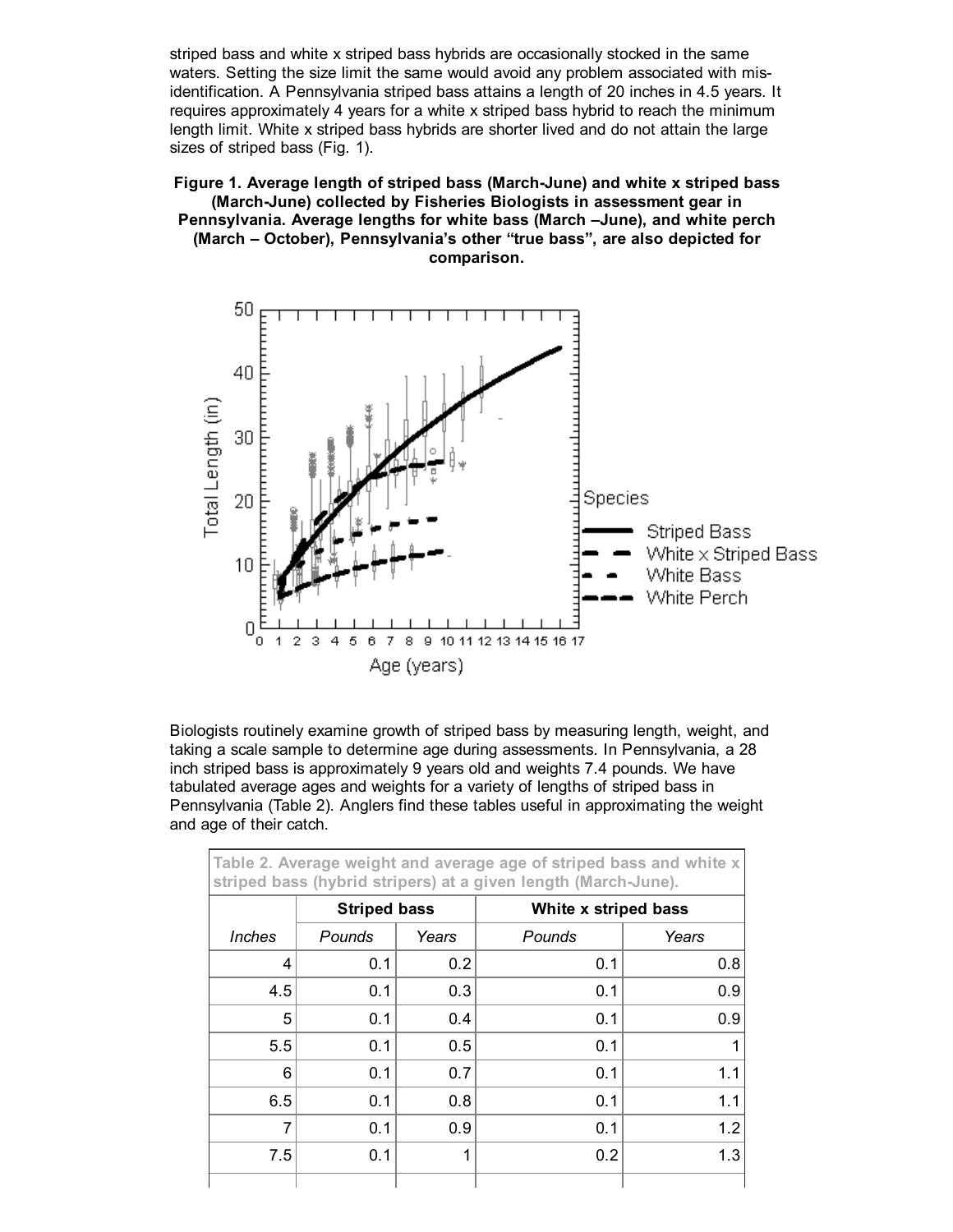striped bass and white x striped bass hybrids are occasionally stocked in the same waters. Setting the size limit the same would avoid any problem associated with mis-identification. A Pennsylvania striped bass attains a length of 20 inches in 4.5 years. It requires approximately 4 years for a white x striped bass hybrid to reach the minimum length limit. White x striped bass hybrids are shorter lived and do not attain the large sizes of striped bass (Fig. 1).

**Figure 1. Average length of striped bass (March-June) and white x striped bass (March-June) collected by Fisheries Biologists in assessment gear in Pennsylvania. Average lengths for white bass (March –June), and white perch (March – October), Pennsylvania's other "true bass", are also depicted for comparison.**

Biologists routinely examine growth of striped bass by measuring length, weight, and taking a scale sample to determine age during assessments. In Pennsylvania, a 28 inch striped bass is approximately 9 years old and weights 7.4 pounds. We have tabulated average ages and weights for a variety of lengths of striped bass in Pennsylvania (Table 2). Anglers find these tables useful in approximating the weight and age of their catch.

**Table 2. Average weight and average age of striped bass and white x striped bass (hybrid stripers) at a given length (March-June).**

| | Striped bass | | White x striped bass | |
|---|---|---|---|---|
| *Inches* | *Pounds* | *Years* | *Pounds* | *Years* |
| 4 | 0.1 | 0.2 | 0.1 | 0.8 |
| 4.5 | 0.1 | 0.3 | 0.1 | 0.9 |
| 5 | 0.1 | 0.4 | 0.1 | 0.9 |
| 5.5 | 0.1 | 0.5 | 0.1 | 1 |
| 6 | 0.1 | 0.7 | 0.1 | 1.1 |
| 6.5 | 0.1 | 0.8 | 0.1 | 1.1 |
| 7 | 0.1 | 0.9 | 0.1 | 1.2 |
| 7.5 | 0.1 | 1 | 0.2 | 1.3 |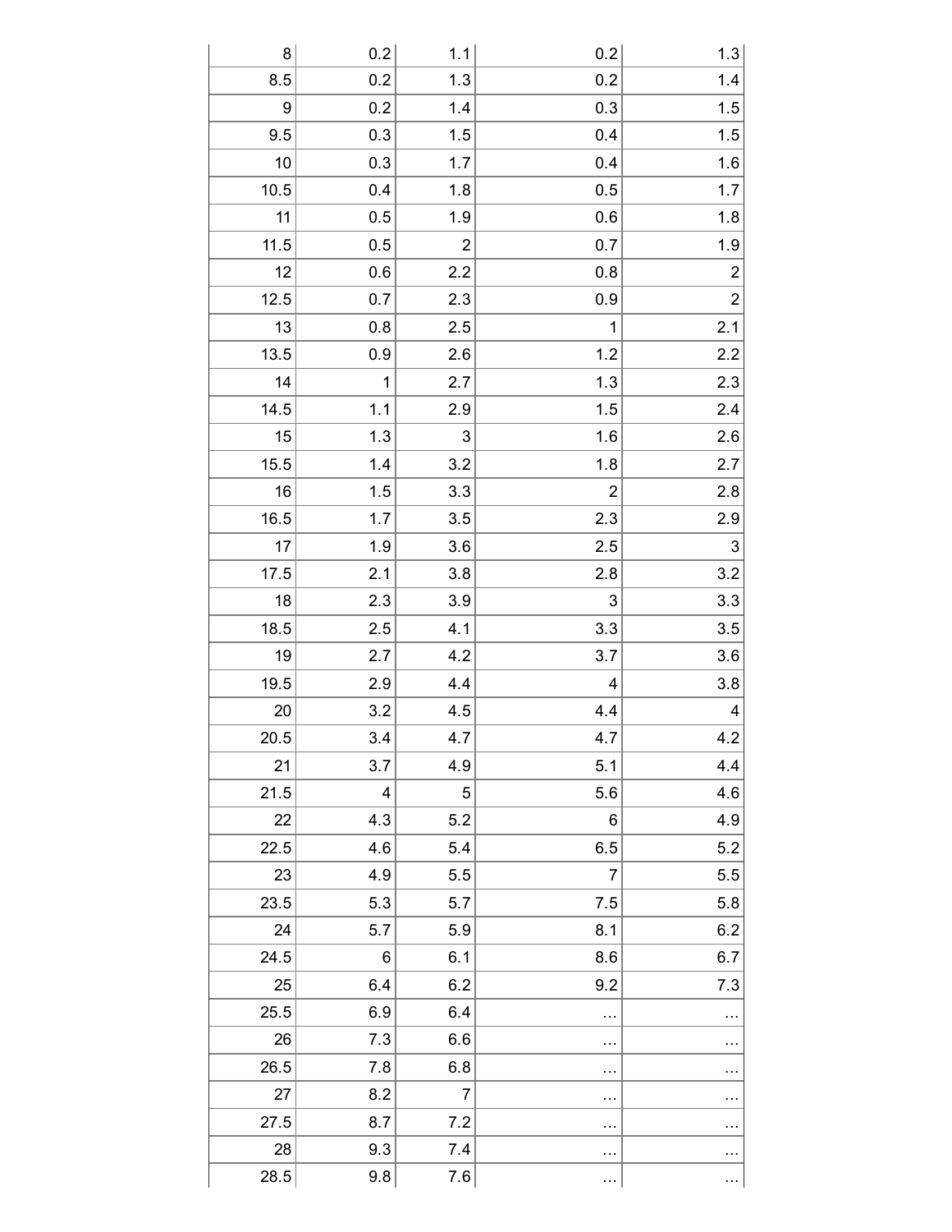| | | | | |
|---|---|---|---|---|
| 8 | 0.2 | 1.1 | 0.2 | 1.3 |
| 8.5 | 0.2 | 1.3 | 0.2 | 1.4 |
| 9 | 0.2 | 1.4 | 0.3 | 1.5 |
| 9.5 | 0.3 | 1.5 | 0.4 | 1.5 |
| 10 | 0.3 | 1.7 | 0.4 | 1.6 |
| 10.5 | 0.4 | 1.8 | 0.5 | 1.7 |
| 11 | 0.5 | 1.9 | 0.6 | 1.8 |
| 11.5 | 0.5 | 2 | 0.7 | 1.9 |
| 12 | 0.6 | 2.2 | 0.8 | 2 |
| 12.5 | 0.7 | 2.3 | 0.9 | 2 |
| 13 | 0.8 | 2.5 | 1 | 2.1 |
| 13.5 | 0.9 | 2.6 | 1.2 | 2.2 |
| 14 | 1 | 2.7 | 1.3 | 2.3 |
| 14.5 | 1.1 | 2.9 | 1.5 | 2.4 |
| 15 | 1.3 | 3 | 1.6 | 2.6 |
| 15.5 | 1.4 | 3.2 | 1.8 | 2.7 |
| 16 | 1.5 | 3.3 | 2 | 2.8 |
| 16.5 | 1.7 | 3.5 | 2.3 | 2.9 |
| 17 | 1.9 | 3.6 | 2.5 | 3 |
| 17.5 | 2.1 | 3.8 | 2.8 | 3.2 |
| 18 | 2.3 | 3.9 | 3 | 3.3 |
| 18.5 | 2.5 | 4.1 | 3.3 | 3.5 |
| 19 | 2.7 | 4.2 | 3.7 | 3.6 |
| 19.5 | 2.9 | 4.4 | 4 | 3.8 |
| 20 | 3.2 | 4.5 | 4.4 | 4 |
| 20.5 | 3.4 | 4.7 | 4.7 | 4.2 |
| 21 | 3.7 | 4.9 | 5.1 | 4.4 |
| 21.5 | 4 | 5 | 5.6 | 4.6 |
| 22 | 4.3 | 5.2 | 6 | 4.9 |
| 22.5 | 4.6 | 5.4 | 6.5 | 5.2 |
| 23 | 4.9 | 5.5 | 7 | 5.5 |
| 23.5 | 5.3 | 5.7 | 7.5 | 5.8 |
| 24 | 5.7 | 5.9 | 8.1 | 6.2 |
| 24.5 | 6 | 6.1 | 8.6 | 6.7 |
| 25 | 6.4 | 6.2 | 9.2 | 7.3 |
| 25.5 | 6.9 | 6.4 | … | … |
| 26 | 7.3 | 6.6 | … | … |
| 26.5 | 7.8 | 6.8 | … | … |
| 27 | 8.2 | 7 | … | … |
| 27.5 | 8.7 | 7.2 | … | … |
| 28 | 9.3 | 7.4 | … | … |
| 28.5 | 9.8 | 7.6 | … | … |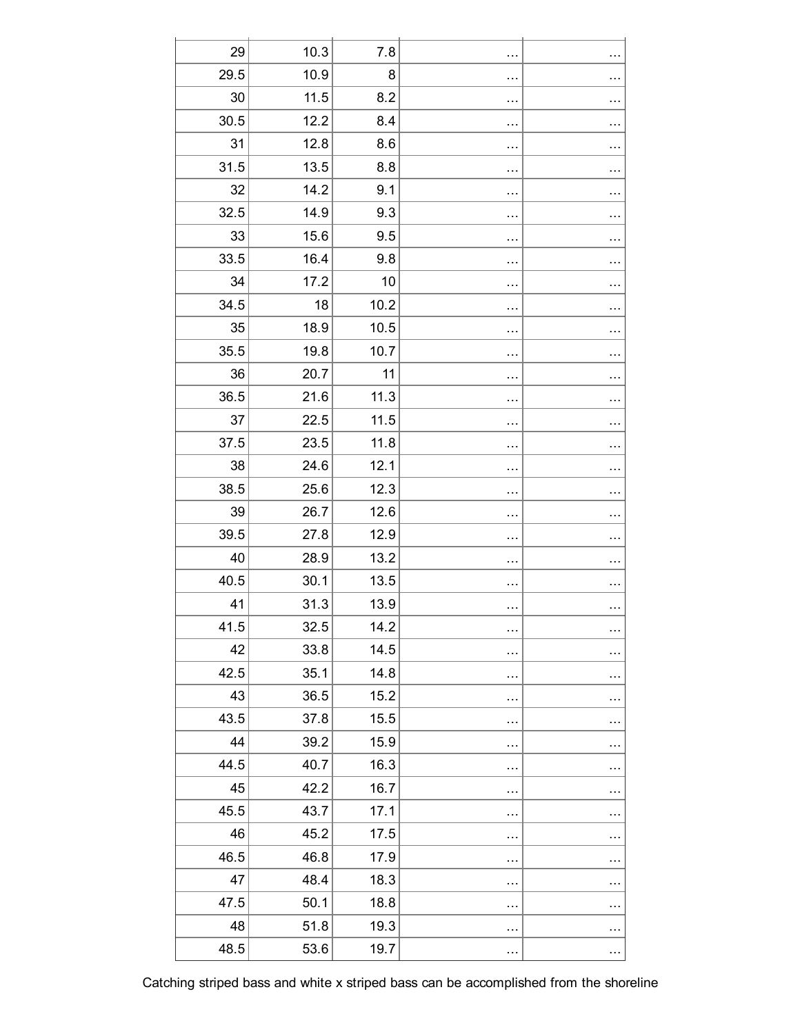| | | | | |
|---|---|---|---|---|
| 29 | 10.3 | 7.8 | … | … |
| 29.5 | 10.9 | 8 | … | … |
| 30 | 11.5 | 8.2 | … | … |
| 30.5 | 12.2 | 8.4 | … | … |
| 31 | 12.8 | 8.6 | … | … |
| 31.5 | 13.5 | 8.8 | … | … |
| 32 | 14.2 | 9.1 | … | … |
| 32.5 | 14.9 | 9.3 | … | … |
| 33 | 15.6 | 9.5 | … | … |
| 33.5 | 16.4 | 9.8 | … | … |
| 34 | 17.2 | 10 | … | … |
| 34.5 | 18 | 10.2 | … | … |
| 35 | 18.9 | 10.5 | … | … |
| 35.5 | 19.8 | 10.7 | … | … |
| 36 | 20.7 | 11 | … | … |
| 36.5 | 21.6 | 11.3 | … | … |
| 37 | 22.5 | 11.5 | … | … |
| 37.5 | 23.5 | 11.8 | … | … |
| 38 | 24.6 | 12.1 | … | … |
| 38.5 | 25.6 | 12.3 | … | … |
| 39 | 26.7 | 12.6 | … | … |
| 39.5 | 27.8 | 12.9 | … | … |
| 40 | 28.9 | 13.2 | … | … |
| 40.5 | 30.1 | 13.5 | … | … |
| 41 | 31.3 | 13.9 | … | … |
| 41.5 | 32.5 | 14.2 | … | … |
| 42 | 33.8 | 14.5 | … | … |
| 42.5 | 35.1 | 14.8 | … | … |
| 43 | 36.5 | 15.2 | … | … |
| 43.5 | 37.8 | 15.5 | … | … |
| 44 | 39.2 | 15.9 | … | … |
| 44.5 | 40.7 | 16.3 | … | … |
| 45 | 42.2 | 16.7 | … | … |
| 45.5 | 43.7 | 17.1 | … | … |
| 46 | 45.2 | 17.5 | … | … |
| 46.5 | 46.8 | 17.9 | … | … |
| 47 | 48.4 | 18.3 | … | … |
| 47.5 | 50.1 | 18.8 | … | … |
| 48 | 51.8 | 19.3 | … | … |
| 48.5 | 53.6 | 19.7 | … | … |

Catching striped bass and white x striped bass can be accomplished from the shoreline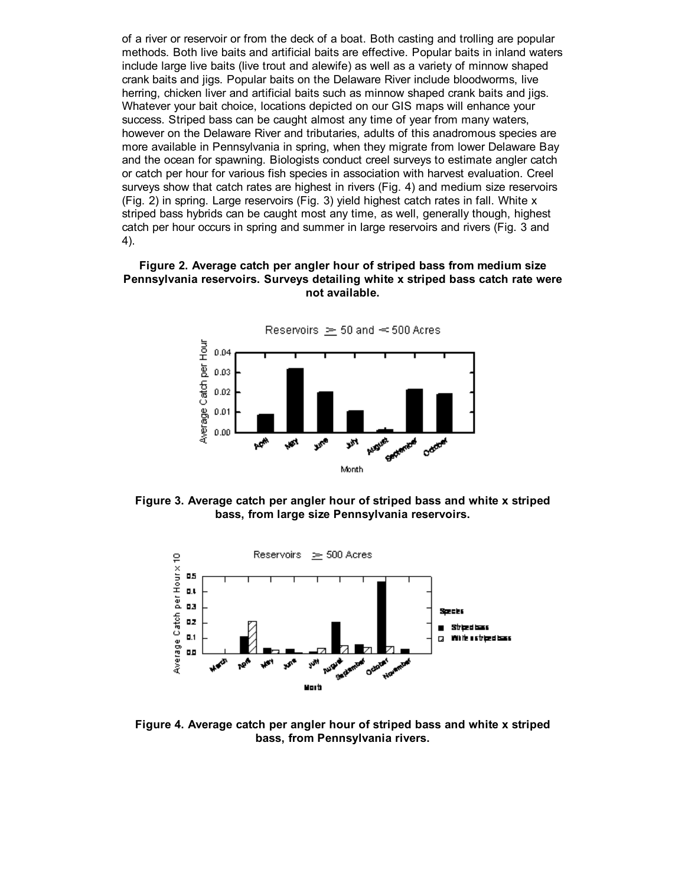of a river or reservoir or from the deck of a boat. Both casting and trolling are popular methods. Both live baits and artificial baits are effective. Popular baits in inland waters include large live baits (live trout and alewife) as well as a variety of minnow shaped crank baits and jigs. Popular baits on the Delaware River include bloodworms, live herring, chicken liver and artificial baits such as minnow shaped crank baits and jigs. Whatever your bait choice, locations depicted on our GIS maps will enhance your success. Striped bass can be caught almost any time of year from many waters, however on the Delaware River and tributaries, adults of this anadromous species are more available in Pennsylvania in spring, when they migrate from lower Delaware Bay and the ocean for spawning. Biologists conduct creel surveys to estimate angler catch or catch per hour for various fish species in association with harvest evaluation. Creel surveys show that catch rates are highest in rivers (Fig. 4) and medium size reservoirs (Fig. 2) in spring. Large reservoirs (Fig. 3) yield highest catch rates in fall. White x striped bass hybrids can be caught most any time, as well, generally though, highest catch per hour occurs in spring and summer in large reservoirs and rivers (Fig. 3 and 4).

**Figure 2. Average catch per angler hour of striped bass from medium size Pennsylvania reservoirs. Surveys detailing white x striped bass catch rate were not available.**

**Figure 3. Average catch per angler hour of striped bass and white x striped bass, from large size Pennsylvania reservoirs.**

**Figure 4. Average catch per angler hour of striped bass and white x striped bass, from Pennsylvania rivers.**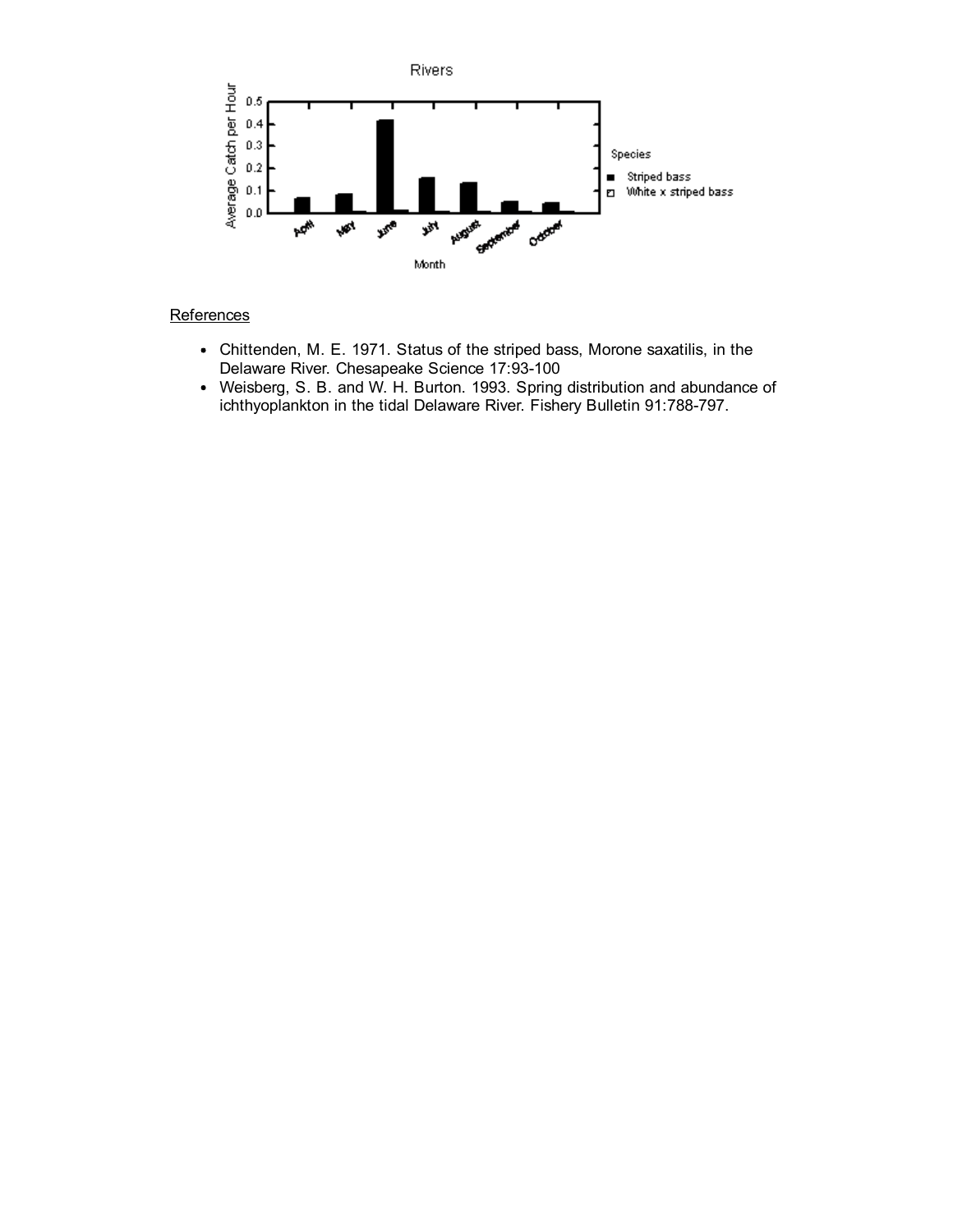Rivers

Average Catch per Hour

0.5
0.4
0.3
0.2
0.1
0.0

April
May
June
July
August
September
October

Month

Species
Striped bass
White x striped bass

References

- Chittenden, M. E. 1971. Status of the striped bass, Morone saxatilis, in the Delaware River. Chesapeake Science 17:93-100
- Weisberg, S. B. and W. H. Burton. 1993. Spring distribution and abundance of ichthyoplankton in the tidal Delaware River. Fishery Bulletin 91:788-797.